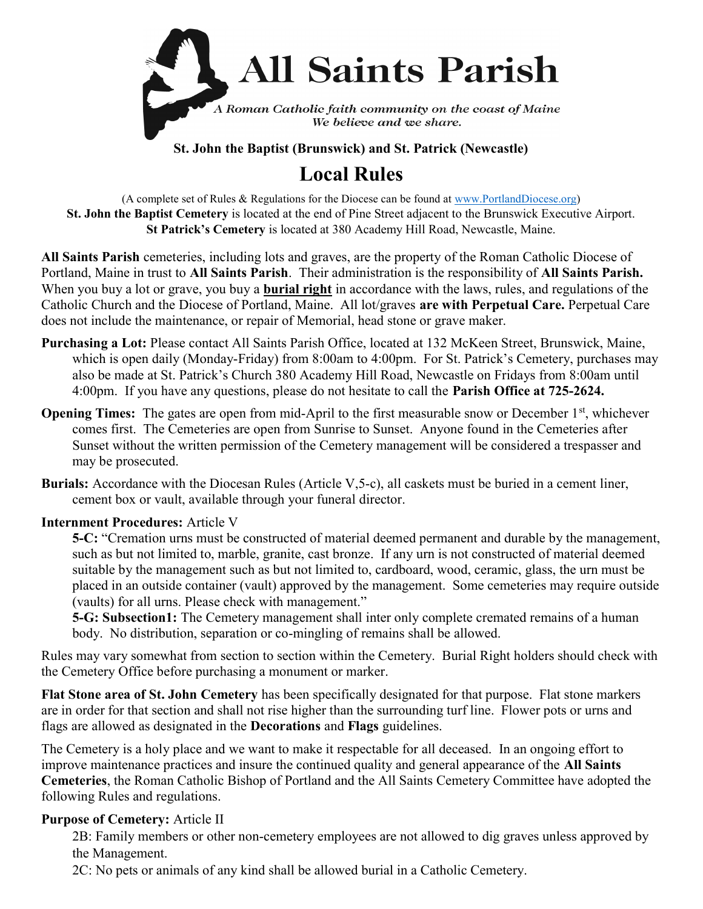# All Saints Parish

*A Roman Catholic faith community on the coast of Maine*
*We believe and we share.*

**St. John the Baptist (Brunswick) and St. Patrick (Newcastle)**

## Local Rules

(A complete set of Rules & Regulations for the Diocese can be found at www.PortlandDiocese.org)
**St. John the Baptist Cemetery** is located at the end of Pine Street adjacent to the Brunswick Executive Airport.
**St Patrick's Cemetery** is located at 380 Academy Hill Road, Newcastle, Maine.

**All Saints Parish** cemeteries, including lots and graves, are the property of the Roman Catholic Diocese of Portland, Maine in trust to **All Saints Parish**. Their administration is the responsibility of **All Saints Parish.** When you buy a lot or grave, you buy a **burial right** in accordance with the laws, rules, and regulations of the Catholic Church and the Diocese of Portland, Maine. All lot/graves **are with Perpetual Care.** Perpetual Care does not include the maintenance, or repair of Memorial, head stone or grave maker.

**Purchasing a Lot:** Please contact All Saints Parish Office, located at 132 McKeen Street, Brunswick, Maine, which is open daily (Monday-Friday) from 8:00am to 4:00pm. For St. Patrick's Cemetery, purchases may also be made at St. Patrick's Church 380 Academy Hill Road, Newcastle on Fridays from 8:00am until 4:00pm. If you have any questions, please do not hesitate to call the **Parish Office at 725-2624.**

**Opening Times:** The gates are open from mid-April to the first measurable snow or December 1st, whichever comes first. The Cemeteries are open from Sunrise to Sunset. Anyone found in the Cemeteries after Sunset without the written permission of the Cemetery management will be considered a trespasser and may be prosecuted.

**Burials:** Accordance with the Diocesan Rules (Article V,5-c), all caskets must be buried in a cement liner, cement box or vault, available through your funeral director.

**Internment Procedures:** Article V

**5-C:** "Cremation urns must be constructed of material deemed permanent and durable by the management, such as but not limited to, marble, granite, cast bronze. If any urn is not constructed of material deemed suitable by the management such as but not limited to, cardboard, wood, ceramic, glass, the urn must be placed in an outside container (vault) approved by the management. Some cemeteries may require outside (vaults) for all urns. Please check with management."

**5-G: Subsection1:** The Cemetery management shall inter only complete cremated remains of a human body. No distribution, separation or co-mingling of remains shall be allowed.

Rules may vary somewhat from section to section within the Cemetery. Burial Right holders should check with the Cemetery Office before purchasing a monument or marker.

**Flat Stone area of St. John Cemetery** has been specifically designated for that purpose. Flat stone markers are in order for that section and shall not rise higher than the surrounding turf line. Flower pots or urns and flags are allowed as designated in the **Decorations** and **Flags** guidelines.

The Cemetery is a holy place and we want to make it respectable for all deceased. In an ongoing effort to improve maintenance practices and insure the continued quality and general appearance of the **All Saints Cemeteries**, the Roman Catholic Bishop of Portland and the All Saints Cemetery Committee have adopted the following Rules and regulations.

**Purpose of Cemetery:** Article II

2B: Family members or other non-cemetery employees are not allowed to dig graves unless approved by the Management.

2C: No pets or animals of any kind shall be allowed burial in a Catholic Cemetery.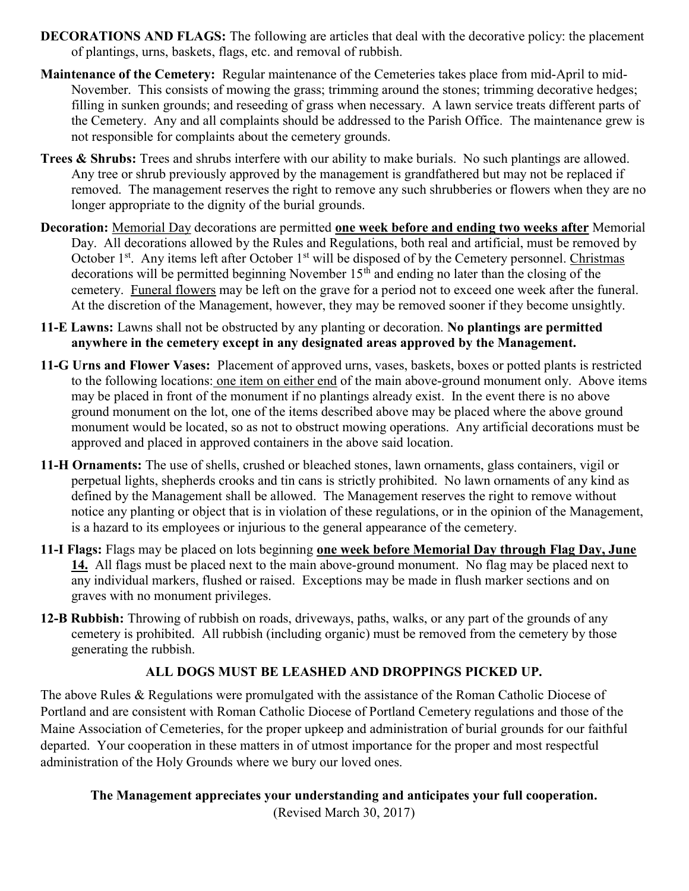**DECORATIONS AND FLAGS:** The following are articles that deal with the decorative policy: the placement of plantings, urns, baskets, flags, etc. and removal of rubbish.

**Maintenance of the Cemetery:** Regular maintenance of the Cemeteries takes place from mid-April to mid-November. This consists of mowing the grass; trimming around the stones; trimming decorative hedges; filling in sunken grounds; and reseeding of grass when necessary. A lawn service treats different parts of the Cemetery. Any and all complaints should be addressed to the Parish Office. The maintenance grew is not responsible for complaints about the cemetery grounds.

**Trees & Shrubs:** Trees and shrubs interfere with our ability to make burials. No such plantings are allowed. Any tree or shrub previously approved by the management is grandfathered but may not be replaced if removed. The management reserves the right to remove any such shrubberies or flowers when they are no longer appropriate to the dignity of the burial grounds.

**Decoration:** Memorial Day decorations are permitted **one week before and ending two weeks after** Memorial Day. All decorations allowed by the Rules and Regulations, both real and artificial, must be removed by October 1st. Any items left after October 1st will be disposed of by the Cemetery personnel. Christmas decorations will be permitted beginning November 15th and ending no later than the closing of the cemetery. Funeral flowers may be left on the grave for a period not to exceed one week after the funeral. At the discretion of the Management, however, they may be removed sooner if they become unsightly.

**11-E Lawns:** Lawns shall not be obstructed by any planting or decoration. **No plantings are permitted anywhere in the cemetery except in any designated areas approved by the Management.**

**11-G Urns and Flower Vases:** Placement of approved urns, vases, baskets, boxes or potted plants is restricted to the following locations: one item on either end of the main above-ground monument only. Above items may be placed in front of the monument if no plantings already exist. In the event there is no above ground monument on the lot, one of the items described above may be placed where the above ground monument would be located, so as not to obstruct mowing operations. Any artificial decorations must be approved and placed in approved containers in the above said location.

**11-H Ornaments:** The use of shells, crushed or bleached stones, lawn ornaments, glass containers, vigil or perpetual lights, shepherds crooks and tin cans is strictly prohibited. No lawn ornaments of any kind as defined by the Management shall be allowed. The Management reserves the right to remove without notice any planting or object that is in violation of these regulations, or in the opinion of the Management, is a hazard to its employees or injurious to the general appearance of the cemetery.

**11-I Flags:** Flags may be placed on lots beginning **one week before Memorial Day through Flag Day, June 14.** All flags must be placed next to the main above-ground monument. No flag may be placed next to any individual markers, flushed or raised. Exceptions may be made in flush marker sections and on graves with no monument privileges.

**12-B Rubbish:** Throwing of rubbish on roads, driveways, paths, walks, or any part of the grounds of any cemetery is prohibited. All rubbish (including organic) must be removed from the cemetery by those generating the rubbish.

**ALL DOGS MUST BE LEASHED AND DROPPINGS PICKED UP.**

The above Rules & Regulations were promulgated with the assistance of the Roman Catholic Diocese of Portland and are consistent with Roman Catholic Diocese of Portland Cemetery regulations and those of the Maine Association of Cemeteries, for the proper upkeep and administration of burial grounds for our faithful departed. Your cooperation in these matters in of utmost importance for the proper and most respectful administration of the Holy Grounds where we bury our loved ones.

**The Management appreciates your understanding and anticipates your full cooperation.**

(Revised March 30, 2017)